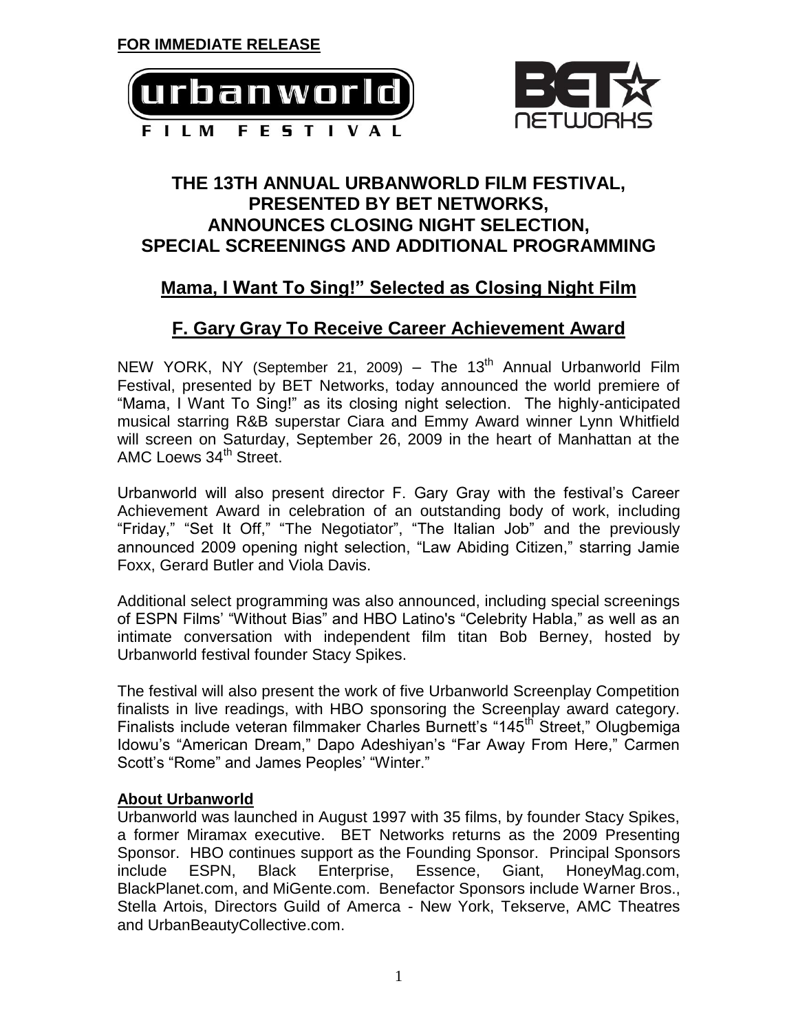**FOR IMMEDIATE RELEASE**

# THE 13TH ANNUAL URBANWORLD FILM FESTIVAL, PRESENTED BY BET NETWORKS, ANNOUNCES CLOSING NIGHT SELECTION, SPECIAL SCREENINGS AND ADDITIONAL PROGRAMMING

## Mama, I Want To Sing!" Selected as Closing Night Film

## F. Gary Gray To Receive Career Achievement Award

NEW YORK, NY (September 21, 2009) – The 13th Annual Urbanworld Film Festival, presented by BET Networks, today announced the world premiere of "Mama, I Want To Sing!" as its closing night selection. The highly-anticipated musical starring R&B superstar Ciara and Emmy Award winner Lynn Whitfield will screen on Saturday, September 26, 2009 in the heart of Manhattan at the AMC Loews 34th Street.

Urbanworld will also present director F. Gary Gray with the festival's Career Achievement Award in celebration of an outstanding body of work, including "Friday," "Set It Off," "The Negotiator", "The Italian Job" and the previously announced 2009 opening night selection, "Law Abiding Citizen," starring Jamie Foxx, Gerard Butler and Viola Davis.

Additional select programming was also announced, including special screenings of ESPN Films' "Without Bias" and HBO Latino's "Celebrity Habla," as well as an intimate conversation with independent film titan Bob Berney, hosted by Urbanworld festival founder Stacy Spikes.

The festival will also present the work of five Urbanworld Screenplay Competition finalists in live readings, with HBO sponsoring the Screenplay award category. Finalists include veteran filmmaker Charles Burnett's "145th Street," Olugbemiga Idowu's "American Dream," Dapo Adeshiyan's "Far Away From Here," Carmen Scott's "Rome" and James Peoples' "Winter."

**About Urbanworld**

Urbanworld was launched in August 1997 with 35 films, by founder Stacy Spikes, a former Miramax executive. BET Networks returns as the 2009 Presenting Sponsor. HBO continues support as the Founding Sponsor. Principal Sponsors include ESPN, Black Enterprise, Essence, Giant, HoneyMag.com, BlackPlanet.com, and MiGente.com. Benefactor Sponsors include Warner Bros., Stella Artois, Directors Guild of Amerca - New York, Tekserve, AMC Theatres and UrbanBeautyCollective.com.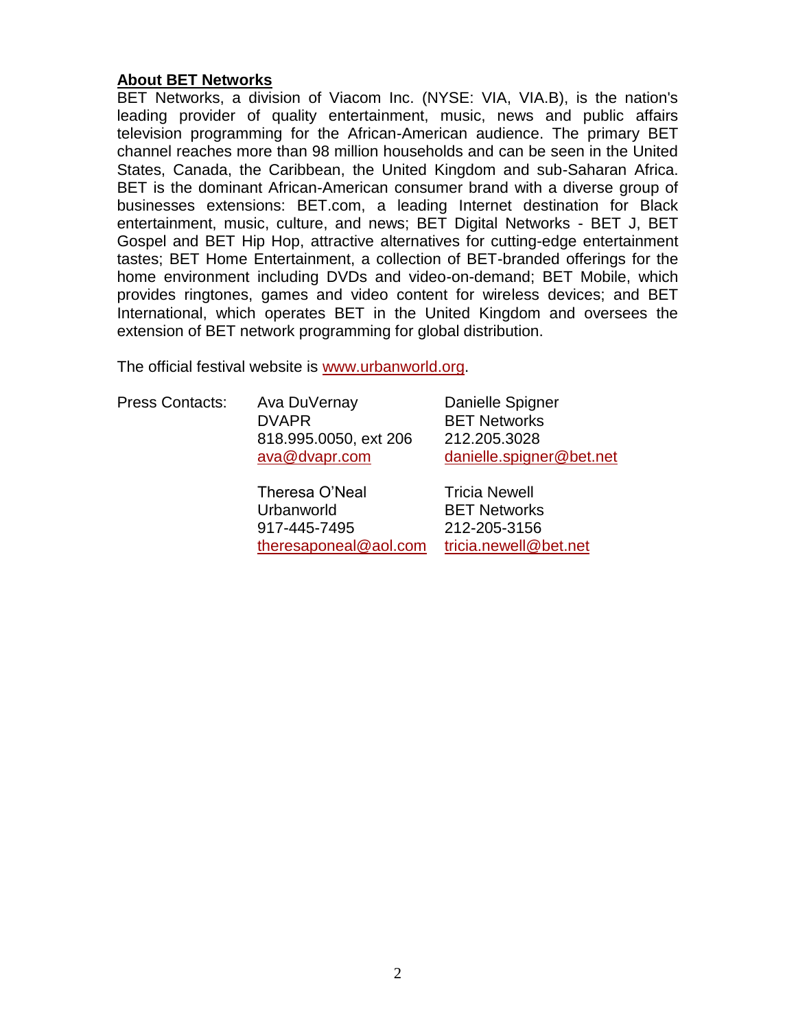**About BET Networks**

BET Networks, a division of Viacom Inc. (NYSE: VIA, VIA.B), is the nation's leading provider of quality entertainment, music, news and public affairs television programming for the African-American audience. The primary BET channel reaches more than 98 million households and can be seen in the United States, Canada, the Caribbean, the United Kingdom and sub-Saharan Africa. BET is the dominant African-American consumer brand with a diverse group of businesses extensions: BET.com, a leading Internet destination for Black entertainment, music, culture, and news; BET Digital Networks - BET J, BET Gospel and BET Hip Hop, attractive alternatives for cutting-edge entertainment tastes; BET Home Entertainment, a collection of BET-branded offerings for the home environment including DVDs and video-on-demand; BET Mobile, which provides ringtones, games and video content for wireless devices; and BET International, which operates BET in the United Kingdom and oversees the extension of BET network programming for global distribution.

The official festival website is www.urbanworld.org.

| | | |
|---|---|---|
| Press Contacts: | Ava DuVernay<br>DVAPR<br>818.995.0050, ext 206<br>ava@dvapr.com | Danielle Spigner<br>BET Networks<br>212.205.3028<br>danielle.spigner@bet.net |
| | Theresa O'Neal<br>Urbanworld<br>917-445-7495<br>theresaponeal@aol.com | Tricia Newell<br>BET Networks<br>212-205-3156<br>tricia.newell@bet.net |